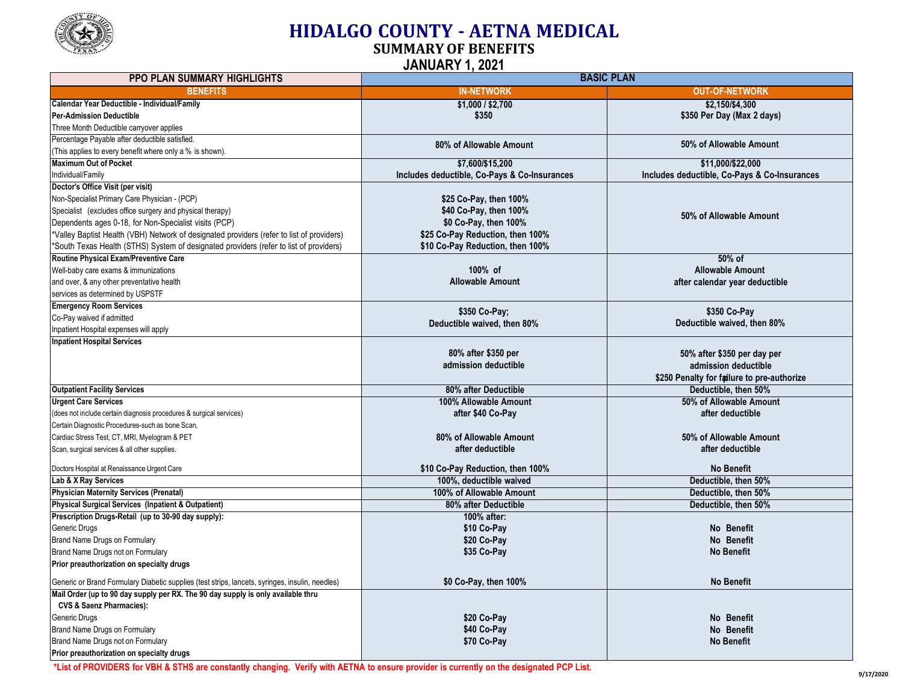# HIDALGO COUNTY - AETNA MEDICAL

## SUMMARY OF BENEFITS

## JANUARY 1, 2021

| PPO PLAN SUMMARY HIGHLIGHTS | BASIC PLAN | |
|---|---|---|
| **BENEFITS** | **IN-NETWORK** | **OUT-OF-NETWORK** |
| **Calendar Year Deductible - Individual/Family** | $1,000 / $2,700 | $2,150/$4,300 |
| **Per-Admission Deductible** | $350 | $350 Per Day (Max 2 days) |
| Three Month Deductible carryover applies | | |
| Percentage Payable after deductible satisfied. (This applies to every benefit where only a % is shown). | 80% of Allowable Amount | 50% of Allowable Amount |
| **Maximum Out of Pocket** Individual/Family | $7,600/$15,200 Includes deductible, Co-Pays & Co-Insurances | $11,000/$22,000 Includes deductible, Co-Pays & Co-Insurances |
| **Doctor's Office Visit (per visit)** | | 50% of Allowable Amount |
| Non-Specialist Primary Care Physician - (PCP) | $25 Co-Pay, then 100% | |
| Specialist (excludes office surgery and physical therapy) | $40 Co-Pay, then 100% | |
| Dependents ages 0-18, for Non-Specialist visits (PCP) | $0 Co-Pay, then 100% | |
| *Valley Baptist Health (VBH) Network of designated providers (refer to list of providers) | $25 Co-Pay Reduction, then 100% | |
| *South Texas Health (STHS) System of designated providers (refer to list of providers) | $10 Co-Pay Reduction, then 100% | |
| **Routine Physical Exam/Preventive Care** Well-baby care exams & immunizations and over, & any other preventative health services as determined by USPSTF | 100% of Allowable Amount | 50% of Allowable Amount after calendar year deductible |
| **Emergency Room Services** Co-Pay waived if admitted Inpatient Hospital expenses will apply | $350 Co-Pay; Deductible waived, then 80% | $350 Co-Pay Deductible waived, then 80% |
| **Inpatient Hospital Services** | 80% after $350 per admission deductible | 50% after $350 per day per admission deductible $250 Penalty for failure to pre-authorize |
| **Outpatient Facility Services** | 80% after Deductible | Deductible, then 50% |
| **Urgent Care Services** (does not include certain diagnosis procedures & surgical services) | 100% Allowable Amount after $40 Co-Pay | 50% of Allowable Amount after deductible |
| Certain Diagnostic Procedures-such as bone Scan, Cardiac Stress Test, CT, MRI, Myelogram & PET Scan, surgical services & all other supplies. | 80% of Allowable Amount after deductible | 50% of Allowable Amount after deductible |
| Doctors Hospital at Renaissance Urgent Care | $10 Co-Pay Reduction, then 100% | No Benefit |
| **Lab & X Ray Services** | 100%, deductible waived | Deductible, then 50% |
| **Physician Maternity Services (Prenatal)** | 100% of Allowable Amount | Deductible, then 50% |
| **Physical Surgical Services (Inpatient & Outpatient)** | 80% after Deductible | Deductible, then 50% |
| **Prescription Drugs-Retail (up to 30-90 day supply):** | 100% after: | |
| Generic Drugs | $10 Co-Pay | No Benefit |
| Brand Name Drugs on Formulary | $20 Co-Pay | No Benefit |
| Brand Name Drugs not on Formulary | $35 Co-Pay | No Benefit |
| **Prior preauthorization on specialty drugs** | | |
| Generic or Brand Formulary Diabetic supplies (test strips, lancets, syringes, insulin, needles) | $0 Co-Pay, then 100% | No Benefit |
| **Mail Order (up to 90 day supply per RX. The 90 day supply is only available thru CVS & Saenz Pharmacies):** | | |
| Generic Drugs | $20 Co-Pay | No Benefit |
| Brand Name Drugs on Formulary | $40 Co-Pay | No Benefit |
| Brand Name Drugs not on Formulary | $70 Co-Pay | No Benefit |
| **Prior preauthorization on specialty drugs** | | |

**\*List of PROVIDERS for VBH & STHS are constantly changing. Verify with AETNA to ensure provider is currently on the designated PCP List.**

9/17/2020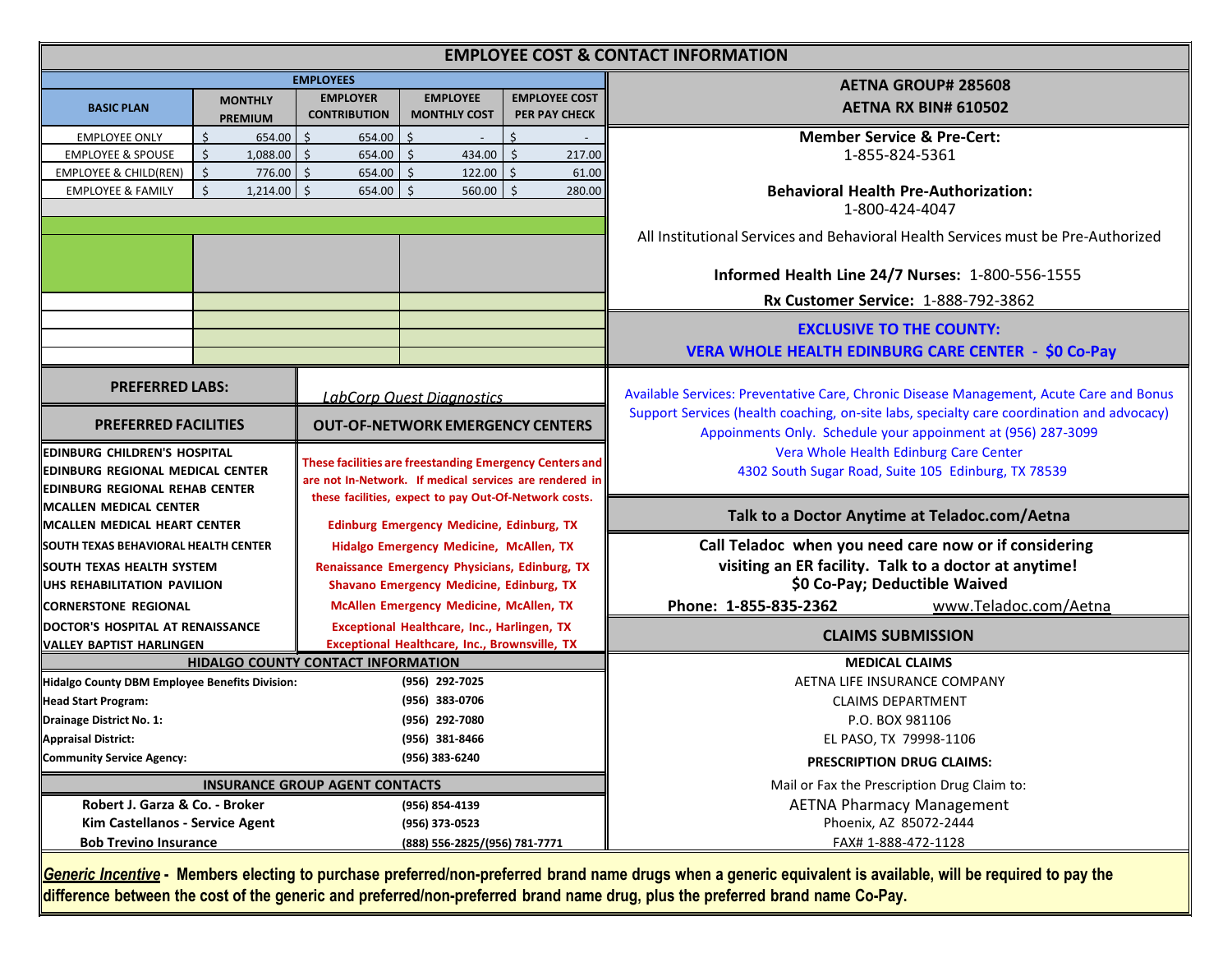# EMPLOYEE COST & CONTACT INFORMATION

| EMPLOYEES | | | | |
|---|---|---|---|---|
| BASIC PLAN | MONTHLY PREMIUM | EMPLOYER CONTRIBUTION | EMPLOYEE MONTHLY COST | EMPLOYEE COST PER PAY CHECK |
| EMPLOYEE ONLY | $ 654.00 | $ 654.00 | $ - | $ - |
| EMPLOYEE & SPOUSE | $ 1,088.00 | $ 654.00 | $ 434.00 | $ 217.00 |
| EMPLOYEE & CHILD(REN) | $ 776.00 | $ 654.00 | $ 122.00 | $ 61.00 |
| EMPLOYEE & FAMILY | $ 1,214.00 | $ 654.00 | $ 560.00 | $ 280.00 |

**PREFERRED LABS:** LabCorp Quest Diagnostics

| PREFERRED FACILITIES | OUT-OF-NETWORK EMERGENCY CENTERS |
|---|---|
| EDINBURG CHILDREN'S HOSPITAL<br>EDINBURG REGIONAL MEDICAL CENTER<br>EDINBURG REGIONAL REHAB CENTER<br>MCALLEN MEDICAL CENTER<br>MCALLEN MEDICAL HEART CENTER<br>SOUTH TEXAS BEHAVIORAL HEALTH CENTER<br>SOUTH TEXAS HEALTH SYSTEM<br>UHS REHABILITATION PAVILION<br>CORNERSTONE REGIONAL<br>DOCTOR'S HOSPITAL AT RENAISSANCE<br>VALLEY BAPTIST HARLINGEN | **These facilities are freestanding Emergency Centers and are not In-Network. If medical services are rendered in these facilities, expect to pay Out-Of-Network costs.**<br>Edinburg Emergency Medicine, Edinburg, TX<br>Hidalgo Emergency Medicine, McAllen, TX<br>Renaissance Emergency Physicians, Edinburg, TX<br>Shavano Emergency Medicine, Edinburg, TX<br>McAllen Emergency Medicine, McAllen, TX<br>Exceptional Healthcare, Inc., Harlingen, TX<br>Exceptional Healthcare, Inc., Brownsville, TX |

## HIDALGO COUNTY CONTACT INFORMATION

| | |
|---|---|
| Hidalgo County DBM Employee Benefits Division: | (956) 292-7025 |
| Head Start Program: | (956) 383-0706 |
| Drainage District No. 1: | (956) 292-7080 |
| Appraisal District: | (956) 381-8466 |
| Community Service Agency: | (956) 383-6240 |

## INSURANCE GROUP AGENT CONTACTS

| | |
|---|---|
| Robert J. Garza & Co. - Broker | (956) 854-4139 |
| Kim Castellanos - Service Agent | (956) 373-0523 |
| Bob Trevino Insurance | (888) 556-2825/(956) 781-7771 |

## AETNA GROUP# 285608
## AETNA RX BIN# 610502

**Member Service & Pre-Cert:**
1-855-824-5361

**Behavioral Health Pre-Authorization:**
1-800-424-4047

All Institutional Services and Behavioral Health Services must be Pre-Authorized

**Informed Health Line 24/7 Nurses:** 1-800-556-1555

**Rx Customer Service:** 1-888-792-3862

## EXCLUSIVE TO THE COUNTY:
## VERA WHOLE HEALTH EDINBURG CARE CENTER - $0 Co-Pay

Available Services: Preventative Care, Chronic Disease Management, Acute Care and Bonus Support Services (health coaching, on-site labs, specialty care coordination and advocacy)
Appoinments Only. Schedule your appoinment at (956) 287-3099
Vera Whole Health Edinburg Care Center
4302 South Sugar Road, Suite 105 Edinburg, TX 78539

## Talk to a Doctor Anytime at Teladoc.com/Aetna

**Call Teladoc when you need care now or if considering visiting an ER facility. Talk to a doctor at anytime!**
**$0 Co-Pay; Deductible Waived**

**Phone: 1-855-835-2362** www.Teladoc.com/Aetna

## CLAIMS SUBMISSION

**MEDICAL CLAIMS**
AETNA LIFE INSURANCE COMPANY
CLAIMS DEPARTMENT
P.O. BOX 981106
EL PASO, TX 79998-1106

**PRESCRIPTION DRUG CLAIMS:**
Mail or Fax the Prescription Drug Claim to:
AETNA Pharmacy Management
Phoenix, AZ 85072-2444
FAX# 1-888-472-1128

***Generic Incentive*** **- Members electing to purchase preferred/non-preferred brand name drugs when a generic equivalent is available, will be required to pay the difference between the cost of the generic and preferred/non-preferred brand name drug, plus the preferred brand name Co-Pay.**